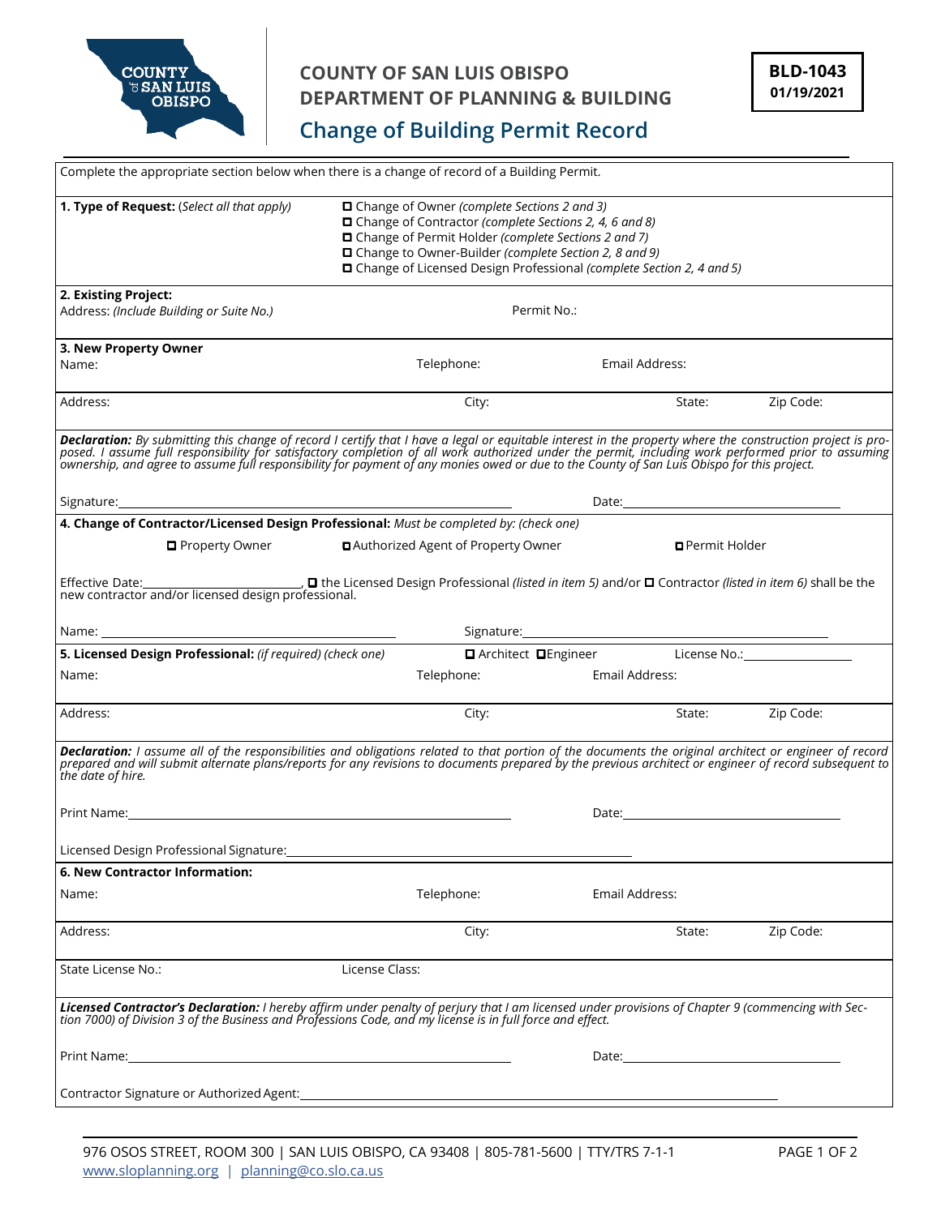COUNTY OF SAN LUIS OBISPO
DEPARTMENT OF PLANNING & BUILDING

# Change of Building Permit Record

**BLD-1043**
**01/19/2021**

Complete the appropriate section below when there is a change of record of a Building Permit.

**1. Type of Request:** (*Select all that apply*)

- ☐ Change of Owner *(complete Sections 2 and 3)*
- ☐ Change of Contractor *(complete Sections 2, 4, 6 and 8)*
- ☐ Change of Permit Holder *(complete Sections 2 and 7)*
- ☐ Change to Owner-Builder *(complete Section 2, 8 and 9)*
- ☐ Change of Licensed Design Professional *(complete Section 2, 4 and 5)*

**2. Existing Project:**

Address: *(Include Building or Suite No.)* Permit No.:

**3. New Property Owner**

Name: Telephone: Email Address:

Address: City: State: Zip Code:

***Declaration:*** *By submitting this change of record I certify that I have a legal or equitable interest in the property where the construction project is proposed. I assume full responsibility for satisfactory completion of all work authorized under the permit, including work performed prior to assuming ownership, and agree to assume full responsibility for payment of any monies owed or due to the County of San Luis Obispo for this project.*

Signature:\_\_\_\_\_\_\_\_\_\_\_\_\_\_\_\_ Date:\_\_\_\_\_\_\_\_\_\_\_\_\_\_\_\_

**4. Change of Contractor/Licensed Design Professional:** *Must be completed by: (check one)*

☐ Property Owner ☐ Authorized Agent of Property Owner ☐ Permit Holder

Effective Date:\_\_\_\_\_\_\_\_\_\_\_\_, ☐ the Licensed Design Professional *(listed in item 5)* and/or ☐ Contractor *(listed in item 6)* shall be the new contractor and/or licensed design professional.

Name: \_\_\_\_\_\_\_\_\_\_\_\_\_\_\_\_ Signature:\_\_\_\_\_\_\_\_\_\_\_\_\_\_\_\_

**5. Licensed Design Professional:** *(if required) (check one)* ☐ Architect ☐ Engineer License No.:\_\_\_\_\_\_\_\_

Name: Telephone: Email Address:

Address: City: State: Zip Code:

***Declaration:*** *I assume all of the responsibilities and obligations related to that portion of the documents the original architect or engineer of record prepared and will submit alternate plans/reports for any revisions to documents prepared by the previous architect or engineer of record subsequent to the date of hire.*

Print Name:\_\_\_\_\_\_\_\_\_\_\_\_\_\_\_\_ Date:\_\_\_\_\_\_\_\_\_\_\_\_\_\_\_\_

Licensed Design Professional Signature:\_\_\_\_\_\_\_\_\_\_\_\_\_\_\_\_

**6. New Contractor Information:**

Name: Telephone: Email Address:

Address: City: State: Zip Code:

State License No.: License Class:

***Licensed Contractor's Declaration:*** *I hereby affirm under penalty of perjury that I am licensed under provisions of Chapter 9 (commencing with Section 7000) of Division 3 of the Business and Professions Code, and my license is in full force and effect.*

Print Name:\_\_\_\_\_\_\_\_\_\_\_\_\_\_\_\_ Date:\_\_\_\_\_\_\_\_\_\_\_\_\_\_\_\_

Contractor Signature or Authorized Agent:\_\_\_\_\_\_\_\_\_\_\_\_\_\_\_\_

976 OSOS STREET, ROOM 300 | SAN LUIS OBISPO, CA 93408 | 805-781-5600 | TTY/TRS 7-1-1
www.sloplanning.org | planning@co.slo.ca.us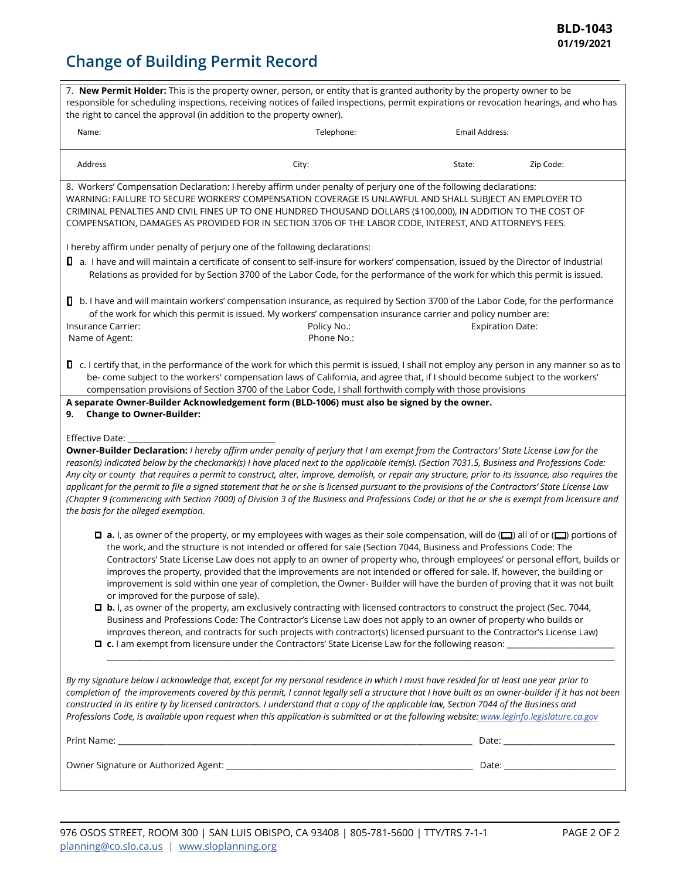BLD-1043
01/19/2021

# Change of Building Permit Record

7. **New Permit Holder:** This is the property owner, person, or entity that is granted authority by the property owner to be responsible for scheduling inspections, receiving notices of failed inspections, permit expirations or revocation hearings, and who has the right to cancel the approval (in addition to the property owner).

| Name: | Telephone: | Email Address: | |
|---|---|---|---|
| Address | City: | State: | Zip Code: |

8. Workers' Compensation Declaration: I hereby affirm under penalty of perjury one of the following declarations:
WARNING: FAILURE TO SECURE WORKERS' COMPENSATION COVERAGE IS UNLAWFUL AND SHALL SUBJECT AN EMPLOYER TO CRIMINAL PENALTIES AND CIVIL FINES UP TO ONE HUNDRED THOUSAND DOLLARS ($100,000), IN ADDITION TO THE COST OF COMPENSATION, DAMAGES AS PROVIDED FOR IN SECTION 3706 OF THE LABOR CODE, INTEREST, AND ATTORNEY'S FEES.

I hereby affirm under penalty of perjury one of the following declarations:

☐ a. I have and will maintain a certificate of consent to self-insure for workers' compensation, issued by the Director of Industrial Relations as provided for by Section 3700 of the Labor Code, for the performance of the work for which this permit is issued.

☐ b. I have and will maintain workers' compensation insurance, as required by Section 3700 of the Labor Code, for the performance of the work for which this permit is issued. My workers' compensation insurance carrier and policy number are:

Insurance Carrier: Policy No.: Expiration Date:
Name of Agent: Phone No.:

☐ c. I certify that, in the performance of the work for which this permit is issued, I shall not employ any person in any manner so as to be- come subject to the workers' compensation laws of California, and agree that, if I should become subject to the workers' compensation provisions of Section 3700 of the Labor Code, I shall forthwith comply with those provisions

**A separate Owner-Builder Acknowledgement form (BLD-1006) must also be signed by the owner.**

**9. Change to Owner-Builder:**

Effective Date: ____________________________________

**Owner-Builder Declaration:** *I hereby affirm under penalty of perjury that I am exempt from the Contractors' State License Law for the reason(s) indicated below by the checkmark(s) I have placed next to the applicable item(s). (Section 7031.5, Business and Professions Code: Any city or county that requires a permit to construct, alter, improve, demolish, or repair any structure, prior to its issuance, also requires the applicant for the permit to file a signed statement that he or she is licensed pursuant to the provisions of the Contractors' State License Law (Chapter 9 (commencing with Section 7000) of Division 3 of the Business and Professions Code) or that he or she is exempt from licensure and the basis for the alleged exemption.*

- ☐ **a.** I, as owner of the property, or my employees with wages as their sole compensation, will do (☐) all of or (☐) portions of the work, and the structure is not intended or offered for sale (Section 7044, Business and Professions Code: The Contractors' State License Law does not apply to an owner of property who, through employees' or personal effort, builds or improves the property, provided that the improvements are not intended or offered for sale. If, however, the building or improvement is sold within one year of completion, the Owner- Builder will have the burden of proving that it was not built or improved for the purpose of sale).
- ☐ **b.** I, as owner of the property, am exclusively contracting with licensed contractors to construct the project (Sec. 7044, Business and Professions Code: The Contractor's License Law does not apply to an owner of property who builds or improves thereon, and contracts for such projects with contractor(s) licensed pursuant to the Contractor's License Law)
- ☐ **c.** I am exempt from licensure under the Contractors' State License Law for the following reason: ____________________________
____________________________________________________________________________________________________________

*By my signature below I acknowledge that, except for my personal residence in which I must have resided for at least one year prior to completion of the improvements covered by this permit, I cannot legally sell a structure that I have built as an owner-builder if it has not been constructed in its entire ty by licensed contractors. I understand that a copy of the applicable law, Section 7044 of the Business and Professions Code, is available upon request when this application is submitted or at the following website: www.leginfo.legislature.ca.gov*

Print Name: ______________________________________________________________ Date: __________________________

Owner Signature or Authorized Agent: ______________________________________ Date: __________________________

976 OSOS STREET, ROOM 300 | SAN LUIS OBISPO, CA 93408 | 805-781-5600 | TTY/TRS 7-1-1
planning@co.slo.ca.us | www.sloplanning.org